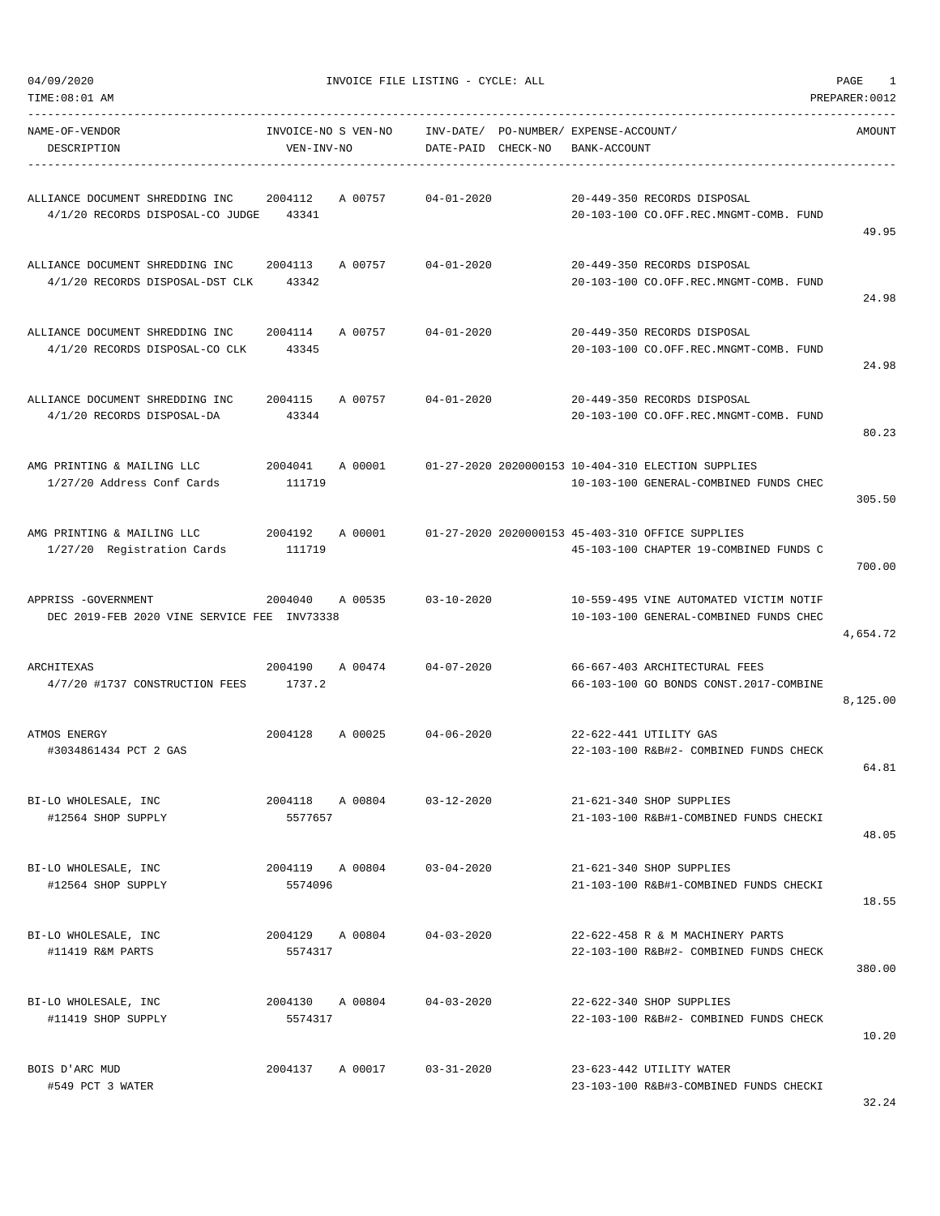04/09/2020 INVOICE FILE LISTING - CYCLE: ALL

TIME:08:01 AM PREPARER:0012

| NAME-OF-VENDOR / DESCRIPTION | INVOICE-NO / VEN-INV-NO | S VEN-NO | INV-DATE/ DATE-PAID | PO-NUMBER/ CHECK-NO | EXPENSE-ACCOUNT/ BANK-ACCOUNT | AMOUNT |
|---|---|---|---|---|---|---|
| ALLIANCE DOCUMENT SHREDDING INC<br>4/1/20 RECORDS DISPOSAL-CO JUDGE | 2004112<br>43341 | A 00757 | 04-01-2020 | | 20-449-350 RECORDS DISPOSAL<br>20-103-100 CO.OFF.REC.MNGMT-COMB. FUND | 49.95 |
| ALLIANCE DOCUMENT SHREDDING INC<br>4/1/20 RECORDS DISPOSAL-DST CLK | 2004113<br>43342 | A 00757 | 04-01-2020 | | 20-449-350 RECORDS DISPOSAL<br>20-103-100 CO.OFF.REC.MNGMT-COMB. FUND | 24.98 |
| ALLIANCE DOCUMENT SHREDDING INC<br>4/1/20 RECORDS DISPOSAL-CO CLK | 2004114<br>43345 | A 00757 | 04-01-2020 | | 20-449-350 RECORDS DISPOSAL<br>20-103-100 CO.OFF.REC.MNGMT-COMB. FUND | 24.98 |
| ALLIANCE DOCUMENT SHREDDING INC<br>4/1/20 RECORDS DISPOSAL-DA | 2004115<br>43344 | A 00757 | 04-01-2020 | | 20-449-350 RECORDS DISPOSAL<br>20-103-100 CO.OFF.REC.MNGMT-COMB. FUND | 80.23 |
| AMG PRINTING & MAILING LLC<br>1/27/20 Address Conf Cards | 2004041<br>111719 | A 00001 | 01-27-2020 | 2020000153 | 10-404-310 ELECTION SUPPLIES<br>10-103-100 GENERAL-COMBINED FUNDS CHEC | 305.50 |
| AMG PRINTING & MAILING LLC<br>1/27/20 Registration Cards | 2004192<br>111719 | A 00001 | 01-27-2020 | 2020000153 | 45-403-310 OFFICE SUPPLIES<br>45-103-100 CHAPTER 19-COMBINED FUNDS C | 700.00 |
| APPRISS -GOVERNMENT<br>DEC 2019-FEB 2020 VINE SERVICE FEE | 2004040<br>INV73338 | A 00535 | 03-10-2020 | | 10-559-495 VINE AUTOMATED VICTIM NOTIF<br>10-103-100 GENERAL-COMBINED FUNDS CHEC | 4,654.72 |
| ARCHITEXAS<br>4/7/20 #1737 CONSTRUCTION FEES | 2004190<br>1737.2 | A 00474 | 04-07-2020 | | 66-667-403 ARCHITECTURAL FEES<br>66-103-100 GO BONDS CONST.2017-COMBINE | 8,125.00 |
| ATMOS ENERGY<br>#3034861434 PCT 2 GAS | 2004128 | A 00025 | 04-06-2020 | | 22-622-441 UTILITY GAS<br>22-103-100 R&B#2- COMBINED FUNDS CHECK | 64.81 |
| BI-LO WHOLESALE, INC<br>#12564 SHOP SUPPLY | 2004118<br>5577657 | A 00804 | 03-12-2020 | | 21-621-340 SHOP SUPPLIES<br>21-103-100 R&B#1-COMBINED FUNDS CHECKI | 48.05 |
| BI-LO WHOLESALE, INC<br>#12564 SHOP SUPPLY | 2004119<br>5574096 | A 00804 | 03-04-2020 | | 21-621-340 SHOP SUPPLIES<br>21-103-100 R&B#1-COMBINED FUNDS CHECKI | 18.55 |
| BI-LO WHOLESALE, INC<br>#11419 R&M PARTS | 2004129<br>5574317 | A 00804 | 04-03-2020 | | 22-622-458 R & M MACHINERY PARTS<br>22-103-100 R&B#2- COMBINED FUNDS CHECK | 380.00 |
| BI-LO WHOLESALE, INC<br>#11419 SHOP SUPPLY | 2004130<br>5574317 | A 00804 | 04-03-2020 | | 22-622-340 SHOP SUPPLIES<br>22-103-100 R&B#2- COMBINED FUNDS CHECK | 10.20 |
| BOIS D'ARC MUD<br>#549 PCT 3 WATER | 2004137 | A 00017 | 03-31-2020 | | 23-623-442 UTILITY WATER<br>23-103-100 R&B#3-COMBINED FUNDS CHECKI | 32.24 |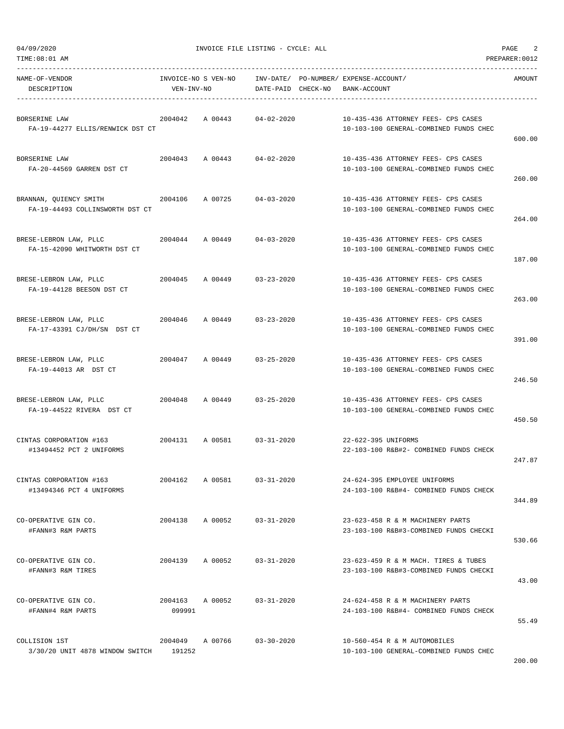04/09/2020 INVOICE FILE LISTING - CYCLE: ALL

TIME:08:01 AM PREPARER:0012

| NAME-OF-VENDOR / DESCRIPTION | INVOICE-NO / VEN-INV-NO | S VEN-NO | INV-DATE/ DATE-PAID | PO-NUMBER/ CHECK-NO | EXPENSE-ACCOUNT/ BANK-ACCOUNT | AMOUNT |
|---|---|---|---|---|---|---|
| BORSERINE LAW<br>FA-19-44277 ELLIS/RENWICK DST CT | 2004042 | A 00443 | 04-02-2020 | | 10-435-436 ATTORNEY FEES- CPS CASES<br>10-103-100 GENERAL-COMBINED FUNDS CHEC | 600.00 |
| BORSERINE LAW<br>FA-20-44569 GARREN DST CT | 2004043 | A 00443 | 04-02-2020 | | 10-435-436 ATTORNEY FEES- CPS CASES<br>10-103-100 GENERAL-COMBINED FUNDS CHEC | 260.00 |
| BRANNAN, QUIENCY SMITH<br>FA-19-44493 COLLINSWORTH DST CT | 2004106 | A 00725 | 04-03-2020 | | 10-435-436 ATTORNEY FEES- CPS CASES<br>10-103-100 GENERAL-COMBINED FUNDS CHEC | 264.00 |
| BRESE-LEBRON LAW, PLLC<br>FA-15-42090 WHITWORTH DST CT | 2004044 | A 00449 | 04-03-2020 | | 10-435-436 ATTORNEY FEES- CPS CASES<br>10-103-100 GENERAL-COMBINED FUNDS CHEC | 187.00 |
| BRESE-LEBRON LAW, PLLC<br>FA-19-44128 BEESON DST CT | 2004045 | A 00449 | 03-23-2020 | | 10-435-436 ATTORNEY FEES- CPS CASES<br>10-103-100 GENERAL-COMBINED FUNDS CHEC | 263.00 |
| BRESE-LEBRON LAW, PLLC<br>FA-17-43391 CJ/DH/SN DST CT | 2004046 | A 00449 | 03-23-2020 | | 10-435-436 ATTORNEY FEES- CPS CASES<br>10-103-100 GENERAL-COMBINED FUNDS CHEC | 391.00 |
| BRESE-LEBRON LAW, PLLC<br>FA-19-44013 AR DST CT | 2004047 | A 00449 | 03-25-2020 | | 10-435-436 ATTORNEY FEES- CPS CASES<br>10-103-100 GENERAL-COMBINED FUNDS CHEC | 246.50 |
| BRESE-LEBRON LAW, PLLC<br>FA-19-44522 RIVERA DST CT | 2004048 | A 00449 | 03-25-2020 | | 10-435-436 ATTORNEY FEES- CPS CASES<br>10-103-100 GENERAL-COMBINED FUNDS CHEC | 450.50 |
| CINTAS CORPORATION #163<br>#13494452 PCT 2 UNIFORMS | 2004131 | A 00581 | 03-31-2020 | | 22-622-395 UNIFORMS<br>22-103-100 R&B#2- COMBINED FUNDS CHECK | 247.87 |
| CINTAS CORPORATION #163<br>#13494346 PCT 4 UNIFORMS | 2004162 | A 00581 | 03-31-2020 | | 24-624-395 EMPLOYEE UNIFORMS<br>24-103-100 R&B#4- COMBINED FUNDS CHECK | 344.89 |
| CO-OPERATIVE GIN CO.<br>#FANN#3 R&M PARTS | 2004138 | A 00052 | 03-31-2020 | | 23-623-458 R & M MACHINERY PARTS<br>23-103-100 R&B#3-COMBINED FUNDS CHECKI | 530.66 |
| CO-OPERATIVE GIN CO.<br>#FANN#3 R&M TIRES | 2004139 | A 00052 | 03-31-2020 | | 23-623-459 R & M MACH. TIRES & TUBES<br>23-103-100 R&B#3-COMBINED FUNDS CHECKI | 43.00 |
| CO-OPERATIVE GIN CO.<br>#FANN#4 R&M PARTS | 2004163<br>099991 | A 00052 | 03-31-2020 | | 24-624-458 R & M MACHINERY PARTS<br>24-103-100 R&B#4- COMBINED FUNDS CHECK | 55.49 |
| COLLISION 1ST<br>3/30/20 UNIT 4878 WINDOW SWITCH | 2004049<br>191252 | A 00766 | 03-30-2020 | | 10-560-454 R & M AUTOMOBILES<br>10-103-100 GENERAL-COMBINED FUNDS CHEC | 200.00 |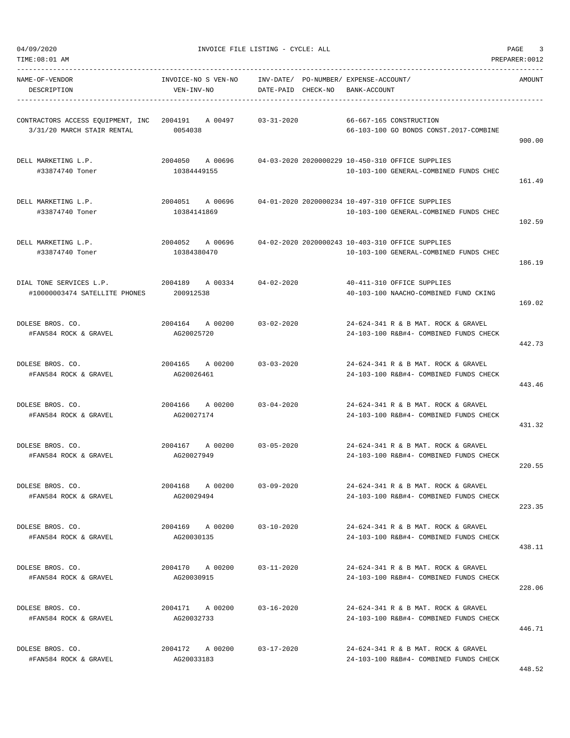04/09/2020 INVOICE FILE LISTING - CYCLE: ALL
TIME:08:01 AM PREPARER:0012

| NAME-OF-VENDOR / DESCRIPTION | INVOICE-NO S VEN-NO / VEN-INV-NO | INV-DATE/ DATE-PAID | PO-NUMBER/ CHECK-NO | EXPENSE-ACCOUNT/ BANK-ACCOUNT | AMOUNT |
|---|---|---|---|---|---|
| CONTRACTORS ACCESS EQUIPMENT, INC<br>3/31/20 MARCH STAIR RENTAL | 2004191 A 00497<br>0054038 | 03-31-2020 | | 66-667-165 CONSTRUCTION<br>66-103-100 GO BONDS CONST.2017-COMBINE | 900.00 |
| DELL MARKETING L.P.<br>#33874740 Toner | 2004050 A 00696<br>10384449155 | 04-03-2020 | 2020000229 | 10-450-310 OFFICE SUPPLIES<br>10-103-100 GENERAL-COMBINED FUNDS CHEC | 161.49 |
| DELL MARKETING L.P.<br>#33874740 Toner | 2004051 A 00696<br>10384141869 | 04-01-2020 | 2020000234 | 10-497-310 OFFICE SUPPLIES<br>10-103-100 GENERAL-COMBINED FUNDS CHEC | 102.59 |
| DELL MARKETING L.P.<br>#33874740 Toner | 2004052 A 00696<br>10384380470 | 04-02-2020 | 2020000243 | 10-403-310 OFFICE SUPPLIES<br>10-103-100 GENERAL-COMBINED FUNDS CHEC | 186.19 |
| DIAL TONE SERVICES L.P.<br>#10000003474 SATELLITE PHONES | 2004189 A 00334<br>200912538 | 04-02-2020 | | 40-411-310 OFFICE SUPPLIES<br>40-103-100 NAACHO-COMBINED FUND CKING | 169.02 |
| DOLESE BROS. CO.<br>#FAN584 ROCK & GRAVEL | 2004164 A 00200<br>AG20025720 | 03-02-2020 | | 24-624-341 R & B MAT. ROCK & GRAVEL<br>24-103-100 R&B#4- COMBINED FUNDS CHECK | 442.73 |
| DOLESE BROS. CO.<br>#FAN584 ROCK & GRAVEL | 2004165 A 00200<br>AG20026461 | 03-03-2020 | | 24-624-341 R & B MAT. ROCK & GRAVEL<br>24-103-100 R&B#4- COMBINED FUNDS CHECK | 443.46 |
| DOLESE BROS. CO.<br>#FAN584 ROCK & GRAVEL | 2004166 A 00200<br>AG20027174 | 03-04-2020 | | 24-624-341 R & B MAT. ROCK & GRAVEL<br>24-103-100 R&B#4- COMBINED FUNDS CHECK | 431.32 |
| DOLESE BROS. CO.<br>#FAN584 ROCK & GRAVEL | 2004167 A 00200<br>AG20027949 | 03-05-2020 | | 24-624-341 R & B MAT. ROCK & GRAVEL<br>24-103-100 R&B#4- COMBINED FUNDS CHECK | 220.55 |
| DOLESE BROS. CO.<br>#FAN584 ROCK & GRAVEL | 2004168 A 00200<br>AG20029494 | 03-09-2020 | | 24-624-341 R & B MAT. ROCK & GRAVEL<br>24-103-100 R&B#4- COMBINED FUNDS CHECK | 223.35 |
| DOLESE BROS. CO.<br>#FAN584 ROCK & GRAVEL | 2004169 A 00200<br>AG20030135 | 03-10-2020 | | 24-624-341 R & B MAT. ROCK & GRAVEL<br>24-103-100 R&B#4- COMBINED FUNDS CHECK | 438.11 |
| DOLESE BROS. CO.<br>#FAN584 ROCK & GRAVEL | 2004170 A 00200<br>AG20030915 | 03-11-2020 | | 24-624-341 R & B MAT. ROCK & GRAVEL<br>24-103-100 R&B#4- COMBINED FUNDS CHECK | 228.06 |
| DOLESE BROS. CO.<br>#FAN584 ROCK & GRAVEL | 2004171 A 00200<br>AG20032733 | 03-16-2020 | | 24-624-341 R & B MAT. ROCK & GRAVEL<br>24-103-100 R&B#4- COMBINED FUNDS CHECK | 446.71 |
| DOLESE BROS. CO.<br>#FAN584 ROCK & GRAVEL | 2004172 A 00200<br>AG20033183 | 03-17-2020 | | 24-624-341 R & B MAT. ROCK & GRAVEL<br>24-103-100 R&B#4- COMBINED FUNDS CHECK | 448.52 |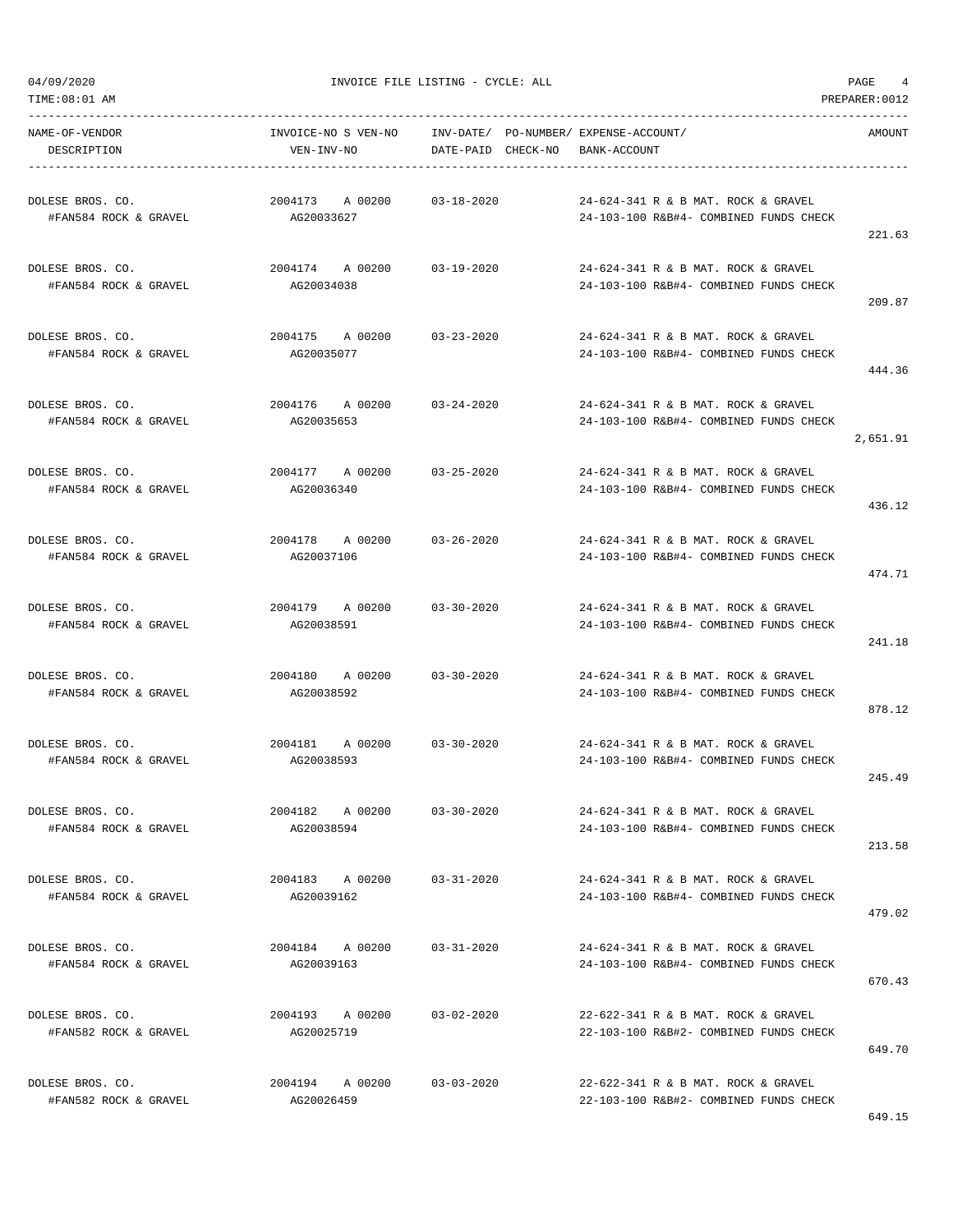04/09/2020 INVOICE FILE LISTING - CYCLE: ALL

TIME:08:01 AM PREPARER:0012

| NAME-OF-VENDOR / DESCRIPTION | INVOICE-NO S VEN-NO / VEN-INV-NO | INV-DATE/ DATE-PAID | PO-NUMBER/ CHECK-NO | EXPENSE-ACCOUNT/ BANK-ACCOUNT | AMOUNT |
|---|---|---|---|---|---|
| DOLESE BROS. CO. #FAN584 ROCK & GRAVEL | 2004173 A 00200 AG20033627 | 03-18-2020 | | 24-624-341 R & B MAT. ROCK & GRAVEL 24-103-100 R&B#4- COMBINED FUNDS CHECK | 221.63 |
| DOLESE BROS. CO. #FAN584 ROCK & GRAVEL | 2004174 A 00200 AG20034038 | 03-19-2020 | | 24-624-341 R & B MAT. ROCK & GRAVEL 24-103-100 R&B#4- COMBINED FUNDS CHECK | 209.87 |
| DOLESE BROS. CO. #FAN584 ROCK & GRAVEL | 2004175 A 00200 AG20035077 | 03-23-2020 | | 24-624-341 R & B MAT. ROCK & GRAVEL 24-103-100 R&B#4- COMBINED FUNDS CHECK | 444.36 |
| DOLESE BROS. CO. #FAN584 ROCK & GRAVEL | 2004176 A 00200 AG20035653 | 03-24-2020 | | 24-624-341 R & B MAT. ROCK & GRAVEL 24-103-100 R&B#4- COMBINED FUNDS CHECK | 2,651.91 |
| DOLESE BROS. CO. #FAN584 ROCK & GRAVEL | 2004177 A 00200 AG20036340 | 03-25-2020 | | 24-624-341 R & B MAT. ROCK & GRAVEL 24-103-100 R&B#4- COMBINED FUNDS CHECK | 436.12 |
| DOLESE BROS. CO. #FAN584 ROCK & GRAVEL | 2004178 A 00200 AG20037106 | 03-26-2020 | | 24-624-341 R & B MAT. ROCK & GRAVEL 24-103-100 R&B#4- COMBINED FUNDS CHECK | 474.71 |
| DOLESE BROS. CO. #FAN584 ROCK & GRAVEL | 2004179 A 00200 AG20038591 | 03-30-2020 | | 24-624-341 R & B MAT. ROCK & GRAVEL 24-103-100 R&B#4- COMBINED FUNDS CHECK | 241.18 |
| DOLESE BROS. CO. #FAN584 ROCK & GRAVEL | 2004180 A 00200 AG20038592 | 03-30-2020 | | 24-624-341 R & B MAT. ROCK & GRAVEL 24-103-100 R&B#4- COMBINED FUNDS CHECK | 878.12 |
| DOLESE BROS. CO. #FAN584 ROCK & GRAVEL | 2004181 A 00200 AG20038593 | 03-30-2020 | | 24-624-341 R & B MAT. ROCK & GRAVEL 24-103-100 R&B#4- COMBINED FUNDS CHECK | 245.49 |
| DOLESE BROS. CO. #FAN584 ROCK & GRAVEL | 2004182 A 00200 AG20038594 | 03-30-2020 | | 24-624-341 R & B MAT. ROCK & GRAVEL 24-103-100 R&B#4- COMBINED FUNDS CHECK | 213.58 |
| DOLESE BROS. CO. #FAN584 ROCK & GRAVEL | 2004183 A 00200 AG20039162 | 03-31-2020 | | 24-624-341 R & B MAT. ROCK & GRAVEL 24-103-100 R&B#4- COMBINED FUNDS CHECK | 479.02 |
| DOLESE BROS. CO. #FAN584 ROCK & GRAVEL | 2004184 A 00200 AG20039163 | 03-31-2020 | | 24-624-341 R & B MAT. ROCK & GRAVEL 24-103-100 R&B#4- COMBINED FUNDS CHECK | 670.43 |
| DOLESE BROS. CO. #FAN582 ROCK & GRAVEL | 2004193 A 00200 AG20025719 | 03-02-2020 | | 22-622-341 R & B MAT. ROCK & GRAVEL 22-103-100 R&B#2- COMBINED FUNDS CHECK | 649.70 |
| DOLESE BROS. CO. #FAN582 ROCK & GRAVEL | 2004194 A 00200 AG20026459 | 03-03-2020 | | 22-622-341 R & B MAT. ROCK & GRAVEL 22-103-100 R&B#2- COMBINED FUNDS CHECK | 649.15 |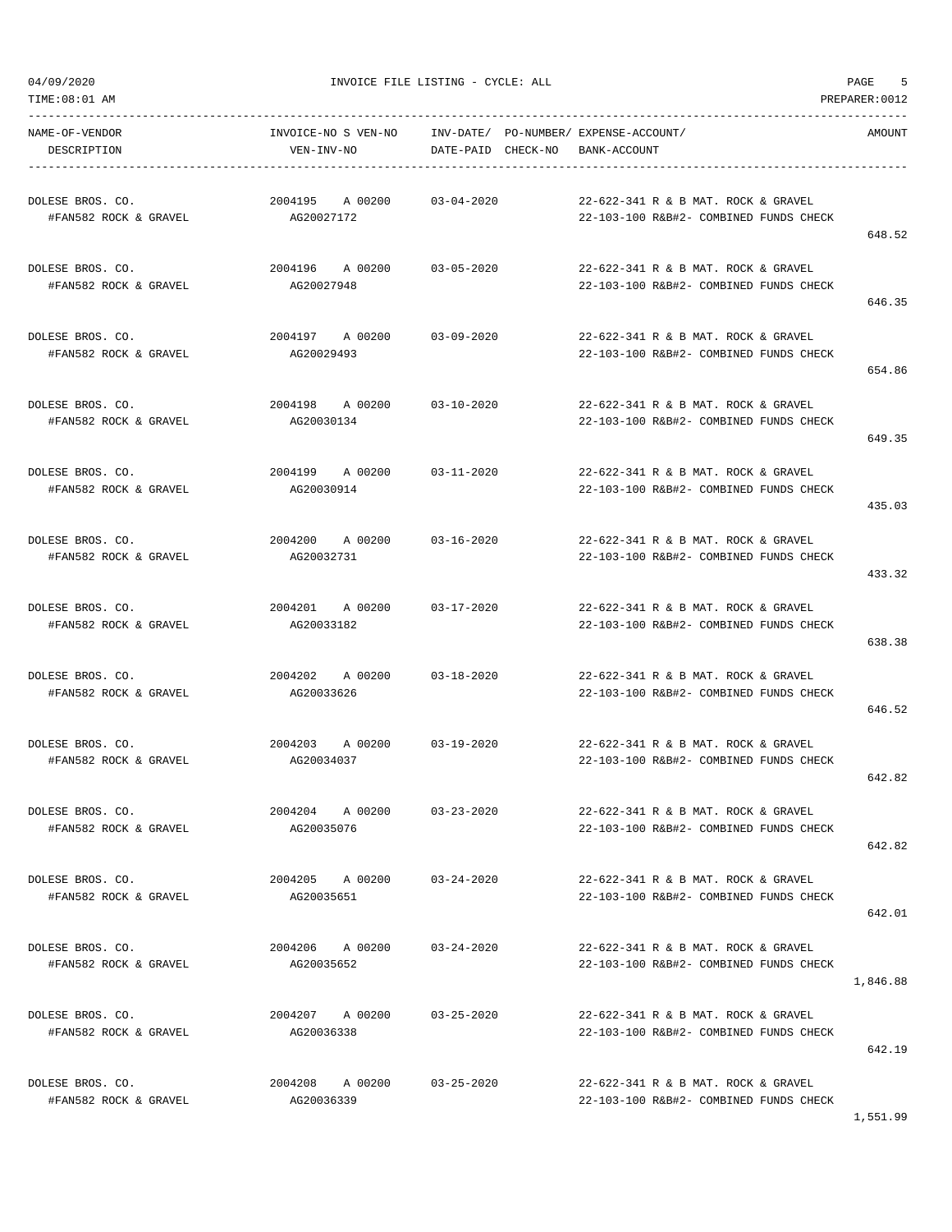04/09/2020 INVOICE FILE LISTING - CYCLE: ALL

TIME:08:01 AM PREPARER:0012

| NAME-OF-VENDOR / DESCRIPTION | INVOICE-NO S VEN-NO / VEN-INV-NO | INV-DATE/ DATE-PAID | PO-NUMBER/ CHECK-NO | EXPENSE-ACCOUNT/ BANK-ACCOUNT | AMOUNT |
|---|---|---|---|---|---|
| DOLESE BROS. CO. #FAN582 ROCK & GRAVEL | 2004195 A 00200 AG20027172 | 03-04-2020 | | 22-622-341 R & B MAT. ROCK & GRAVEL 22-103-100 R&B#2- COMBINED FUNDS CHECK | 648.52 |
| DOLESE BROS. CO. #FAN582 ROCK & GRAVEL | 2004196 A 00200 AG20027948 | 03-05-2020 | | 22-622-341 R & B MAT. ROCK & GRAVEL 22-103-100 R&B#2- COMBINED FUNDS CHECK | 646.35 |
| DOLESE BROS. CO. #FAN582 ROCK & GRAVEL | 2004197 A 00200 AG20029493 | 03-09-2020 | | 22-622-341 R & B MAT. ROCK & GRAVEL 22-103-100 R&B#2- COMBINED FUNDS CHECK | 654.86 |
| DOLESE BROS. CO. #FAN582 ROCK & GRAVEL | 2004198 A 00200 AG20030134 | 03-10-2020 | | 22-622-341 R & B MAT. ROCK & GRAVEL 22-103-100 R&B#2- COMBINED FUNDS CHECK | 649.35 |
| DOLESE BROS. CO. #FAN582 ROCK & GRAVEL | 2004199 A 00200 AG20030914 | 03-11-2020 | | 22-622-341 R & B MAT. ROCK & GRAVEL 22-103-100 R&B#2- COMBINED FUNDS CHECK | 435.03 |
| DOLESE BROS. CO. #FAN582 ROCK & GRAVEL | 2004200 A 00200 AG20032731 | 03-16-2020 | | 22-622-341 R & B MAT. ROCK & GRAVEL 22-103-100 R&B#2- COMBINED FUNDS CHECK | 433.32 |
| DOLESE BROS. CO. #FAN582 ROCK & GRAVEL | 2004201 A 00200 AG20033182 | 03-17-2020 | | 22-622-341 R & B MAT. ROCK & GRAVEL 22-103-100 R&B#2- COMBINED FUNDS CHECK | 638.38 |
| DOLESE BROS. CO. #FAN582 ROCK & GRAVEL | 2004202 A 00200 AG20033626 | 03-18-2020 | | 22-622-341 R & B MAT. ROCK & GRAVEL 22-103-100 R&B#2- COMBINED FUNDS CHECK | 646.52 |
| DOLESE BROS. CO. #FAN582 ROCK & GRAVEL | 2004203 A 00200 AG20034037 | 03-19-2020 | | 22-622-341 R & B MAT. ROCK & GRAVEL 22-103-100 R&B#2- COMBINED FUNDS CHECK | 642.82 |
| DOLESE BROS. CO. #FAN582 ROCK & GRAVEL | 2004204 A 00200 AG20035076 | 03-23-2020 | | 22-622-341 R & B MAT. ROCK & GRAVEL 22-103-100 R&B#2- COMBINED FUNDS CHECK | 642.82 |
| DOLESE BROS. CO. #FAN582 ROCK & GRAVEL | 2004205 A 00200 AG20035651 | 03-24-2020 | | 22-622-341 R & B MAT. ROCK & GRAVEL 22-103-100 R&B#2- COMBINED FUNDS CHECK | 642.01 |
| DOLESE BROS. CO. #FAN582 ROCK & GRAVEL | 2004206 A 00200 AG20035652 | 03-24-2020 | | 22-622-341 R & B MAT. ROCK & GRAVEL 22-103-100 R&B#2- COMBINED FUNDS CHECK | 1,846.88 |
| DOLESE BROS. CO. #FAN582 ROCK & GRAVEL | 2004207 A 00200 AG20036338 | 03-25-2020 | | 22-622-341 R & B MAT. ROCK & GRAVEL 22-103-100 R&B#2- COMBINED FUNDS CHECK | 642.19 |
| DOLESE BROS. CO. #FAN582 ROCK & GRAVEL | 2004208 A 00200 AG20036339 | 03-25-2020 | | 22-622-341 R & B MAT. ROCK & GRAVEL 22-103-100 R&B#2- COMBINED FUNDS CHECK | 1,551.99 |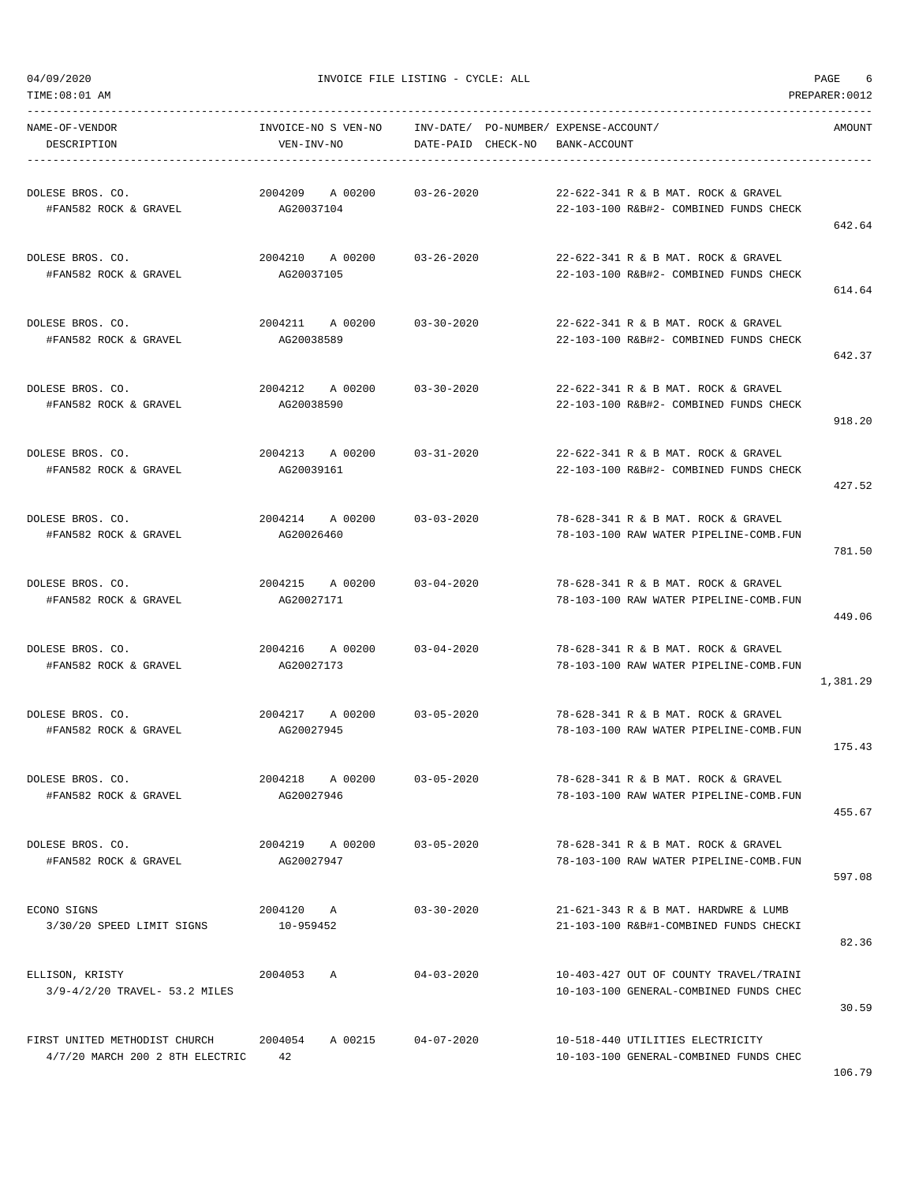04/09/2020 INVOICE FILE LISTING - CYCLE: ALL
TIME:08:01 AM PREPARER:0012

| NAME-OF-VENDOR / DESCRIPTION | INVOICE-NO S VEN-NO / VEN-INV-NO | INV-DATE/ DATE-PAID | PO-NUMBER/ CHECK-NO | EXPENSE-ACCOUNT/ BANK-ACCOUNT | AMOUNT |
|---|---|---|---|---|---|
| DOLESE BROS. CO.<br>#FAN582 ROCK & GRAVEL | 2004209 A 00200<br>AG20037104 | 03-26-2020 | | 22-622-341 R & B MAT. ROCK & GRAVEL<br>22-103-100 R&B#2- COMBINED FUNDS CHECK | 642.64 |
| DOLESE BROS. CO.<br>#FAN582 ROCK & GRAVEL | 2004210 A 00200<br>AG20037105 | 03-26-2020 | | 22-622-341 R & B MAT. ROCK & GRAVEL<br>22-103-100 R&B#2- COMBINED FUNDS CHECK | 614.64 |
| DOLESE BROS. CO.<br>#FAN582 ROCK & GRAVEL | 2004211 A 00200<br>AG20038589 | 03-30-2020 | | 22-622-341 R & B MAT. ROCK & GRAVEL<br>22-103-100 R&B#2- COMBINED FUNDS CHECK | 642.37 |
| DOLESE BROS. CO.<br>#FAN582 ROCK & GRAVEL | 2004212 A 00200<br>AG20038590 | 03-30-2020 | | 22-622-341 R & B MAT. ROCK & GRAVEL<br>22-103-100 R&B#2- COMBINED FUNDS CHECK | 918.20 |
| DOLESE BROS. CO.<br>#FAN582 ROCK & GRAVEL | 2004213 A 00200<br>AG20039161 | 03-31-2020 | | 22-622-341 R & B MAT. ROCK & GRAVEL<br>22-103-100 R&B#2- COMBINED FUNDS CHECK | 427.52 |
| DOLESE BROS. CO.<br>#FAN582 ROCK & GRAVEL | 2004214 A 00200<br>AG20026460 | 03-03-2020 | | 78-628-341 R & B MAT. ROCK & GRAVEL<br>78-103-100 RAW WATER PIPELINE-COMB.FUN | 781.50 |
| DOLESE BROS. CO.<br>#FAN582 ROCK & GRAVEL | 2004215 A 00200<br>AG20027171 | 03-04-2020 | | 78-628-341 R & B MAT. ROCK & GRAVEL<br>78-103-100 RAW WATER PIPELINE-COMB.FUN | 449.06 |
| DOLESE BROS. CO.<br>#FAN582 ROCK & GRAVEL | 2004216 A 00200<br>AG20027173 | 03-04-2020 | | 78-628-341 R & B MAT. ROCK & GRAVEL<br>78-103-100 RAW WATER PIPELINE-COMB.FUN | 1,381.29 |
| DOLESE BROS. CO.<br>#FAN582 ROCK & GRAVEL | 2004217 A 00200<br>AG20027945 | 03-05-2020 | | 78-628-341 R & B MAT. ROCK & GRAVEL<br>78-103-100 RAW WATER PIPELINE-COMB.FUN | 175.43 |
| DOLESE BROS. CO.<br>#FAN582 ROCK & GRAVEL | 2004218 A 00200<br>AG20027946 | 03-05-2020 | | 78-628-341 R & B MAT. ROCK & GRAVEL<br>78-103-100 RAW WATER PIPELINE-COMB.FUN | 455.67 |
| DOLESE BROS. CO.<br>#FAN582 ROCK & GRAVEL | 2004219 A 00200<br>AG20027947 | 03-05-2020 | | 78-628-341 R & B MAT. ROCK & GRAVEL<br>78-103-100 RAW WATER PIPELINE-COMB.FUN | 597.08 |
| ECONO SIGNS<br>3/30/20 SPEED LIMIT SIGNS | 2004120 A<br>10-959452 | 03-30-2020 | | 21-621-343 R & B MAT. HARDWRE & LUMB<br>21-103-100 R&B#1-COMBINED FUNDS CHECKI | 82.36 |
| ELLISON, KRISTY<br>3/9-4/2/20 TRAVEL- 53.2 MILES | 2004053 A | 04-03-2020 | | 10-403-427 OUT OF COUNTY TRAVEL/TRAINI<br>10-103-100 GENERAL-COMBINED FUNDS CHEC | 30.59 |
| FIRST UNITED METHODIST CHURCH<br>4/7/20 MARCH 200 2 8TH ELECTRIC | 2004054 A 00215<br>42 | 04-07-2020 | | 10-518-440 UTILITIES ELECTRICITY<br>10-103-100 GENERAL-COMBINED FUNDS CHEC | 106.79 |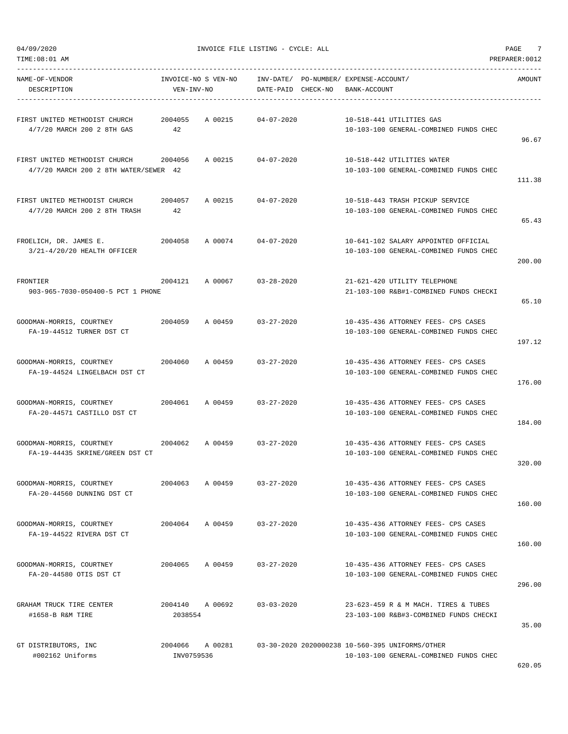04/09/2020 INVOICE FILE LISTING - CYCLE: ALL

TIME:08:01 AM PREPARER:0012

| NAME-OF-VENDOR / DESCRIPTION | INVOICE-NO / VEN-INV-NO | S VEN-NO | INV-DATE/ DATE-PAID | PO-NUMBER/ CHECK-NO | EXPENSE-ACCOUNT/ BANK-ACCOUNT | AMOUNT |
|---|---|---|---|---|---|---|
| FIRST UNITED METHODIST CHURCH<br>4/7/20 MARCH 200 2 8TH GAS | 2004055<br>42 | A 00215 | 04-07-2020 | | 10-518-441 UTILITIES GAS<br>10-103-100 GENERAL-COMBINED FUNDS CHEC | 96.67 |
| FIRST UNITED METHODIST CHURCH<br>4/7/20 MARCH 200 2 8TH WATER/SEWER | 2004056<br>42 | A 00215 | 04-07-2020 | | 10-518-442 UTILITIES WATER<br>10-103-100 GENERAL-COMBINED FUNDS CHEC | 111.38 |
| FIRST UNITED METHODIST CHURCH<br>4/7/20 MARCH 200 2 8TH TRASH | 2004057<br>42 | A 00215 | 04-07-2020 | | 10-518-443 TRASH PICKUP SERVICE<br>10-103-100 GENERAL-COMBINED FUNDS CHEC | 65.43 |
| FROELICH, DR. JAMES E.<br>3/21-4/20/20 HEALTH OFFICER | 2004058 | A 00074 | 04-07-2020 | | 10-641-102 SALARY APPOINTED OFFICIAL<br>10-103-100 GENERAL-COMBINED FUNDS CHEC | 200.00 |
| FRONTIER<br>903-965-7030-050400-5 PCT 1 PHONE | 2004121 | A 00067 | 03-28-2020 | | 21-621-420 UTILITY TELEPHONE<br>21-103-100 R&B#1-COMBINED FUNDS CHECKI | 65.10 |
| GOODMAN-MORRIS, COURTNEY<br>FA-19-44512 TURNER DST CT | 2004059 | A 00459 | 03-27-2020 | | 10-435-436 ATTORNEY FEES- CPS CASES<br>10-103-100 GENERAL-COMBINED FUNDS CHEC | 197.12 |
| GOODMAN-MORRIS, COURTNEY<br>FA-19-44524 LINGELBACH DST CT | 2004060 | A 00459 | 03-27-2020 | | 10-435-436 ATTORNEY FEES- CPS CASES<br>10-103-100 GENERAL-COMBINED FUNDS CHEC | 176.00 |
| GOODMAN-MORRIS, COURTNEY<br>FA-20-44571 CASTILLO DST CT | 2004061 | A 00459 | 03-27-2020 | | 10-435-436 ATTORNEY FEES- CPS CASES<br>10-103-100 GENERAL-COMBINED FUNDS CHEC | 184.00 |
| GOODMAN-MORRIS, COURTNEY<br>FA-19-44435 SKRINE/GREEN DST CT | 2004062 | A 00459 | 03-27-2020 | | 10-435-436 ATTORNEY FEES- CPS CASES<br>10-103-100 GENERAL-COMBINED FUNDS CHEC | 320.00 |
| GOODMAN-MORRIS, COURTNEY<br>FA-20-44560 DUNNING DST CT | 2004063 | A 00459 | 03-27-2020 | | 10-435-436 ATTORNEY FEES- CPS CASES<br>10-103-100 GENERAL-COMBINED FUNDS CHEC | 160.00 |
| GOODMAN-MORRIS, COURTNEY<br>FA-19-44522 RIVERA DST CT | 2004064 | A 00459 | 03-27-2020 | | 10-435-436 ATTORNEY FEES- CPS CASES<br>10-103-100 GENERAL-COMBINED FUNDS CHEC | 160.00 |
| GOODMAN-MORRIS, COURTNEY<br>FA-20-44580 OTIS DST CT | 2004065 | A 00459 | 03-27-2020 | | 10-435-436 ATTORNEY FEES- CPS CASES<br>10-103-100 GENERAL-COMBINED FUNDS CHEC | 296.00 |
| GRAHAM TRUCK TIRE CENTER<br>#1658-B R&M TIRE | 2004140<br>2038554 | A 00692 | 03-03-2020 | | 23-623-459 R & M MACH. TIRES & TUBES<br>23-103-100 R&B#3-COMBINED FUNDS CHECKI | 35.00 |
| GT DISTRIBUTORS, INC<br>#002162 Uniforms | 2004066<br>INV0759536 | A 00281 | 03-30-2020 | 2020000238 | 10-560-395 UNIFORMS/OTHER<br>10-103-100 GENERAL-COMBINED FUNDS CHEC | 620.05 |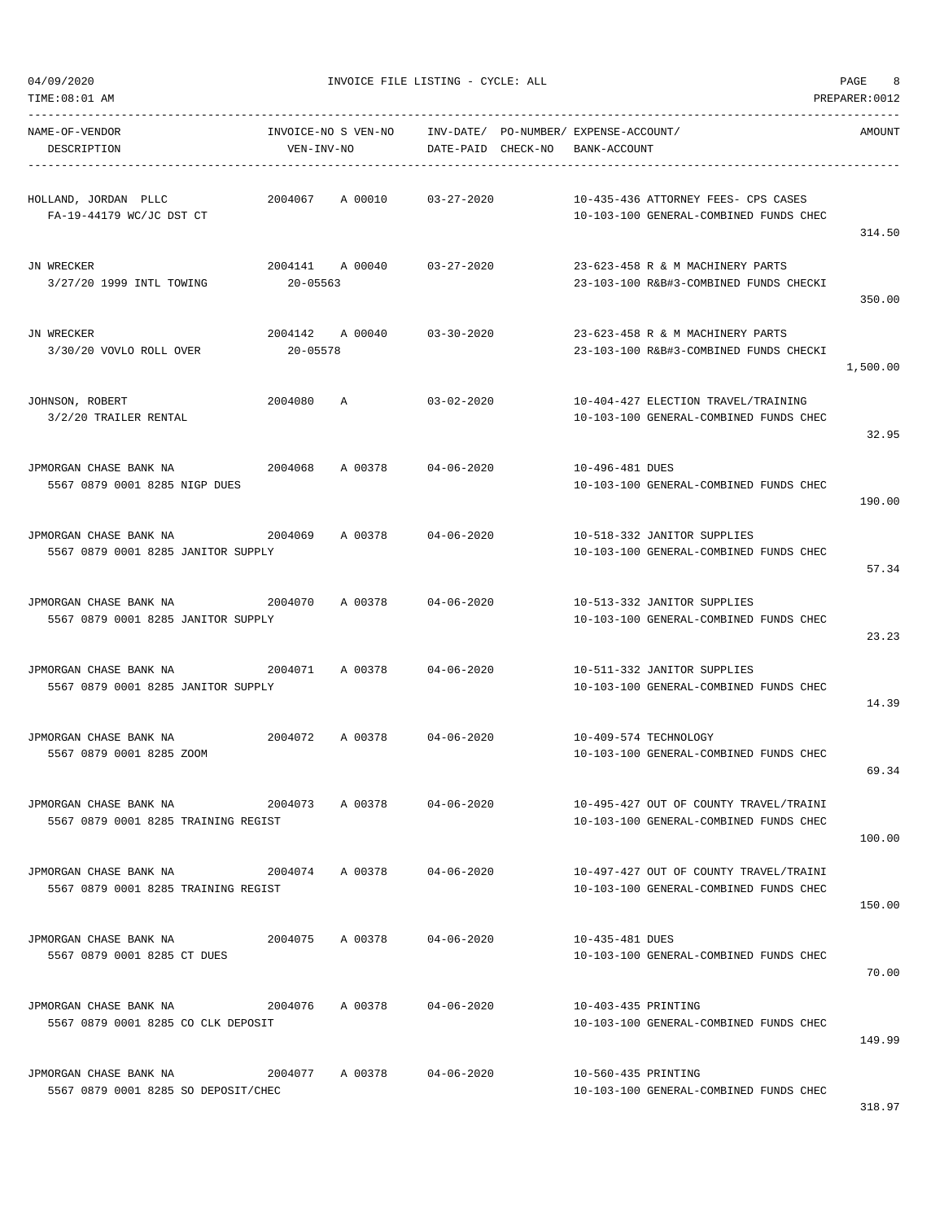04/09/2020 INVOICE FILE LISTING - CYCLE: ALL

TIME:08:01 AM PREPARER:0012

| NAME-OF-VENDOR<br>DESCRIPTION | INVOICE-NO S VEN-NO<br>VEN-INV-NO | INV-DATE/<br>DATE-PAID | PO-NUMBER/<br>CHECK-NO | EXPENSE-ACCOUNT/<br>BANK-ACCOUNT | AMOUNT |
|---|---|---|---|---|---|
| HOLLAND, JORDAN PLLC<br>FA-19-44179 WC/JC DST CT | 2004067 A 00010 | 03-27-2020 | | 10-435-436 ATTORNEY FEES- CPS CASES<br>10-103-100 GENERAL-COMBINED FUNDS CHEC | 314.50 |
| JN WRECKER<br>3/27/20 1999 INTL TOWING | 2004141 A 00040<br>20-05563 | 03-27-2020 | | 23-623-458 R & M MACHINERY PARTS<br>23-103-100 R&B#3-COMBINED FUNDS CHECKI | 350.00 |
| JN WRECKER<br>3/30/20 VOVLO ROLL OVER | 2004142 A 00040<br>20-05578 | 03-30-2020 | | 23-623-458 R & M MACHINERY PARTS<br>23-103-100 R&B#3-COMBINED FUNDS CHECKI | 1,500.00 |
| JOHNSON, ROBERT<br>3/2/20 TRAILER RENTAL | 2004080 A | 03-02-2020 | | 10-404-427 ELECTION TRAVEL/TRAINING<br>10-103-100 GENERAL-COMBINED FUNDS CHEC | 32.95 |
| JPMORGAN CHASE BANK NA<br>5567 0879 0001 8285 NIGP DUES | 2004068 A 00378 | 04-06-2020 | | 10-496-481 DUES<br>10-103-100 GENERAL-COMBINED FUNDS CHEC | 190.00 |
| JPMORGAN CHASE BANK NA<br>5567 0879 0001 8285 JANITOR SUPPLY | 2004069 A 00378 | 04-06-2020 | | 10-518-332 JANITOR SUPPLIES<br>10-103-100 GENERAL-COMBINED FUNDS CHEC | 57.34 |
| JPMORGAN CHASE BANK NA<br>5567 0879 0001 8285 JANITOR SUPPLY | 2004070 A 00378 | 04-06-2020 | | 10-513-332 JANITOR SUPPLIES<br>10-103-100 GENERAL-COMBINED FUNDS CHEC | 23.23 |
| JPMORGAN CHASE BANK NA<br>5567 0879 0001 8285 JANITOR SUPPLY | 2004071 A 00378 | 04-06-2020 | | 10-511-332 JANITOR SUPPLIES<br>10-103-100 GENERAL-COMBINED FUNDS CHEC | 14.39 |
| JPMORGAN CHASE BANK NA<br>5567 0879 0001 8285 ZOOM | 2004072 A 00378 | 04-06-2020 | | 10-409-574 TECHNOLOGY<br>10-103-100 GENERAL-COMBINED FUNDS CHEC | 69.34 |
| JPMORGAN CHASE BANK NA<br>5567 0879 0001 8285 TRAINING REGIST | 2004073 A 00378 | 04-06-2020 | | 10-495-427 OUT OF COUNTY TRAVEL/TRAINI<br>10-103-100 GENERAL-COMBINED FUNDS CHEC | 100.00 |
| JPMORGAN CHASE BANK NA<br>5567 0879 0001 8285 TRAINING REGIST | 2004074 A 00378 | 04-06-2020 | | 10-497-427 OUT OF COUNTY TRAVEL/TRAINI<br>10-103-100 GENERAL-COMBINED FUNDS CHEC | 150.00 |
| JPMORGAN CHASE BANK NA<br>5567 0879 0001 8285 CT DUES | 2004075 A 00378 | 04-06-2020 | | 10-435-481 DUES<br>10-103-100 GENERAL-COMBINED FUNDS CHEC | 70.00 |
| JPMORGAN CHASE BANK NA<br>5567 0879 0001 8285 CO CLK DEPOSIT | 2004076 A 00378 | 04-06-2020 | | 10-403-435 PRINTING<br>10-103-100 GENERAL-COMBINED FUNDS CHEC | 149.99 |
| JPMORGAN CHASE BANK NA<br>5567 0879 0001 8285 SO DEPOSIT/CHEC | 2004077 A 00378 | 04-06-2020 | | 10-560-435 PRINTING<br>10-103-100 GENERAL-COMBINED FUNDS CHEC | 318.97 |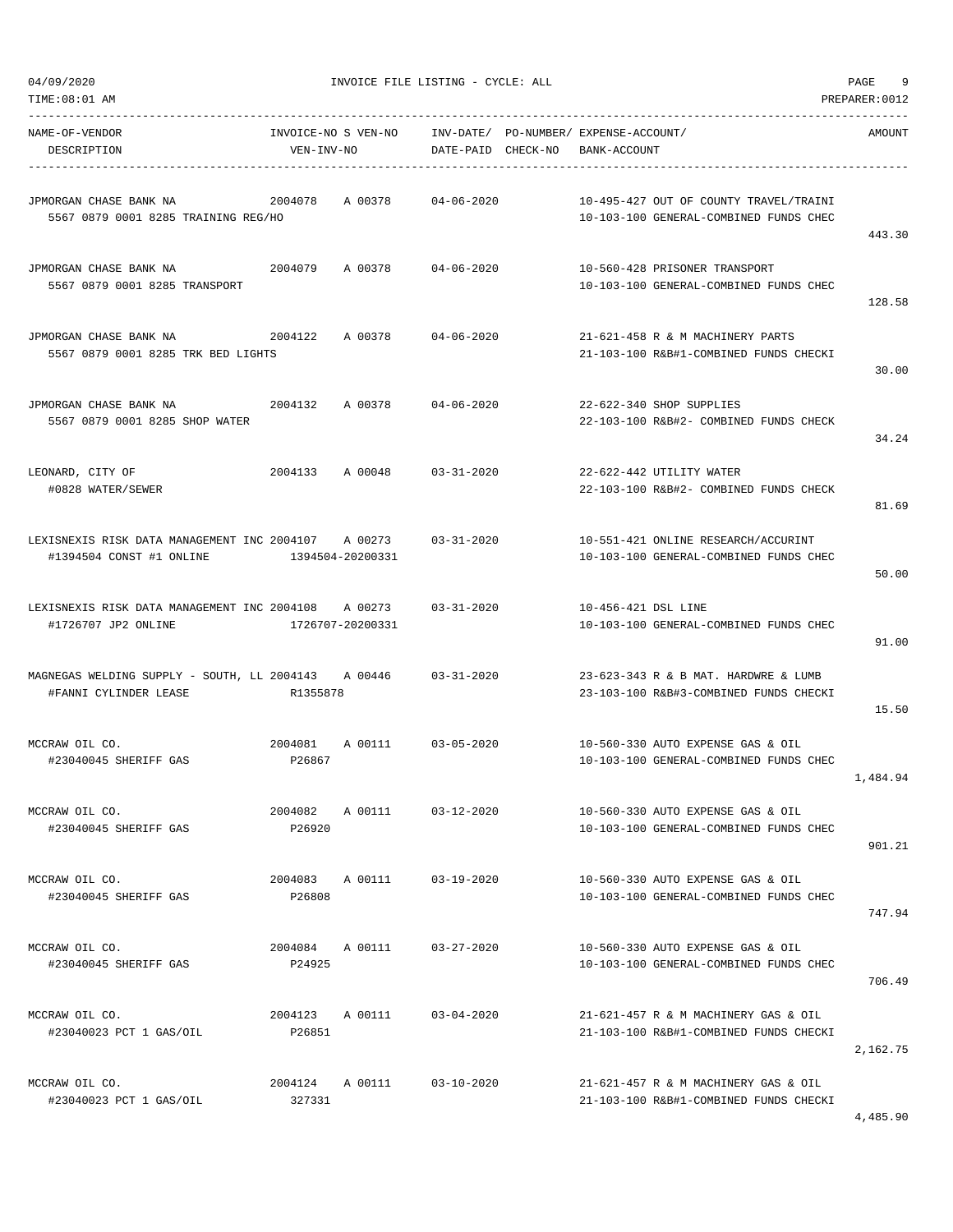04/09/2020 INVOICE FILE LISTING - CYCLE: ALL

TIME:08:01 AM PREPARER:0012

| NAME-OF-VENDOR / DESCRIPTION | INVOICE-NO S VEN-NO / VEN-INV-NO | INV-DATE/ DATE-PAID | PO-NUMBER/ CHECK-NO | EXPENSE-ACCOUNT/ BANK-ACCOUNT | AMOUNT |
|---|---|---|---|---|---|
| JPMORGAN CHASE BANK NA<br>5567 0879 0001 8285 TRAINING REG/HO | 2004078 A 00378 | 04-06-2020 | | 10-495-427 OUT OF COUNTY TRAVEL/TRAINI<br>10-103-100 GENERAL-COMBINED FUNDS CHEC | 443.30 |
| JPMORGAN CHASE BANK NA<br>5567 0879 0001 8285 TRANSPORT | 2004079 A 00378 | 04-06-2020 | | 10-560-428 PRISONER TRANSPORT<br>10-103-100 GENERAL-COMBINED FUNDS CHEC | 128.58 |
| JPMORGAN CHASE BANK NA<br>5567 0879 0001 8285 TRK BED LIGHTS | 2004122 A 00378 | 04-06-2020 | | 21-621-458 R & M MACHINERY PARTS<br>21-103-100 R&B#1-COMBINED FUNDS CHECKI | 30.00 |
| JPMORGAN CHASE BANK NA<br>5567 0879 0001 8285 SHOP WATER | 2004132 A 00378 | 04-06-2020 | | 22-622-340 SHOP SUPPLIES<br>22-103-100 R&B#2- COMBINED FUNDS CHECK | 34.24 |
| LEONARD, CITY OF<br>#0828 WATER/SEWER | 2004133 A 00048 | 03-31-2020 | | 22-622-442 UTILITY WATER<br>22-103-100 R&B#2- COMBINED FUNDS CHECK | 81.69 |
| LEXISNEXIS RISK DATA MANAGEMENT INC<br>#1394504 CONST #1 ONLINE | 2004107 A 00273<br>1394504-20200331 | 03-31-2020 | | 10-551-421 ONLINE RESEARCH/ACCURINT<br>10-103-100 GENERAL-COMBINED FUNDS CHEC | 50.00 |
| LEXISNEXIS RISK DATA MANAGEMENT INC<br>#1726707 JP2 ONLINE | 2004108 A 00273<br>1726707-20200331 | 03-31-2020 | | 10-456-421 DSL LINE<br>10-103-100 GENERAL-COMBINED FUNDS CHEC | 91.00 |
| MAGNEGAS WELDING SUPPLY - SOUTH, LL<br>#FANNI CYLINDER LEASE | 2004143 A 00446<br>R1355878 | 03-31-2020 | | 23-623-343 R & B MAT. HARDWRE & LUMB<br>23-103-100 R&B#3-COMBINED FUNDS CHECKI | 15.50 |
| MCCRAW OIL CO.<br>#23040045 SHERIFF GAS | 2004081 A 00111<br>P26867 | 03-05-2020 | | 10-560-330 AUTO EXPENSE GAS & OIL<br>10-103-100 GENERAL-COMBINED FUNDS CHEC | 1,484.94 |
| MCCRAW OIL CO.<br>#23040045 SHERIFF GAS | 2004082 A 00111<br>P26920 | 03-12-2020 | | 10-560-330 AUTO EXPENSE GAS & OIL<br>10-103-100 GENERAL-COMBINED FUNDS CHEC | 901.21 |
| MCCRAW OIL CO.<br>#23040045 SHERIFF GAS | 2004083 A 00111<br>P26808 | 03-19-2020 | | 10-560-330 AUTO EXPENSE GAS & OIL<br>10-103-100 GENERAL-COMBINED FUNDS CHEC | 747.94 |
| MCCRAW OIL CO.<br>#23040045 SHERIFF GAS | 2004084 A 00111<br>P24925 | 03-27-2020 | | 10-560-330 AUTO EXPENSE GAS & OIL<br>10-103-100 GENERAL-COMBINED FUNDS CHEC | 706.49 |
| MCCRAW OIL CO.<br>#23040023 PCT 1 GAS/OIL | 2004123 A 00111<br>P26851 | 03-04-2020 | | 21-621-457 R & M MACHINERY GAS & OIL<br>21-103-100 R&B#1-COMBINED FUNDS CHECKI | 2,162.75 |
| MCCRAW OIL CO.<br>#23040023 PCT 1 GAS/OIL | 2004124 A 00111<br>327331 | 03-10-2020 | | 21-621-457 R & M MACHINERY GAS & OIL<br>21-103-100 R&B#1-COMBINED FUNDS CHECKI | 4,485.90 |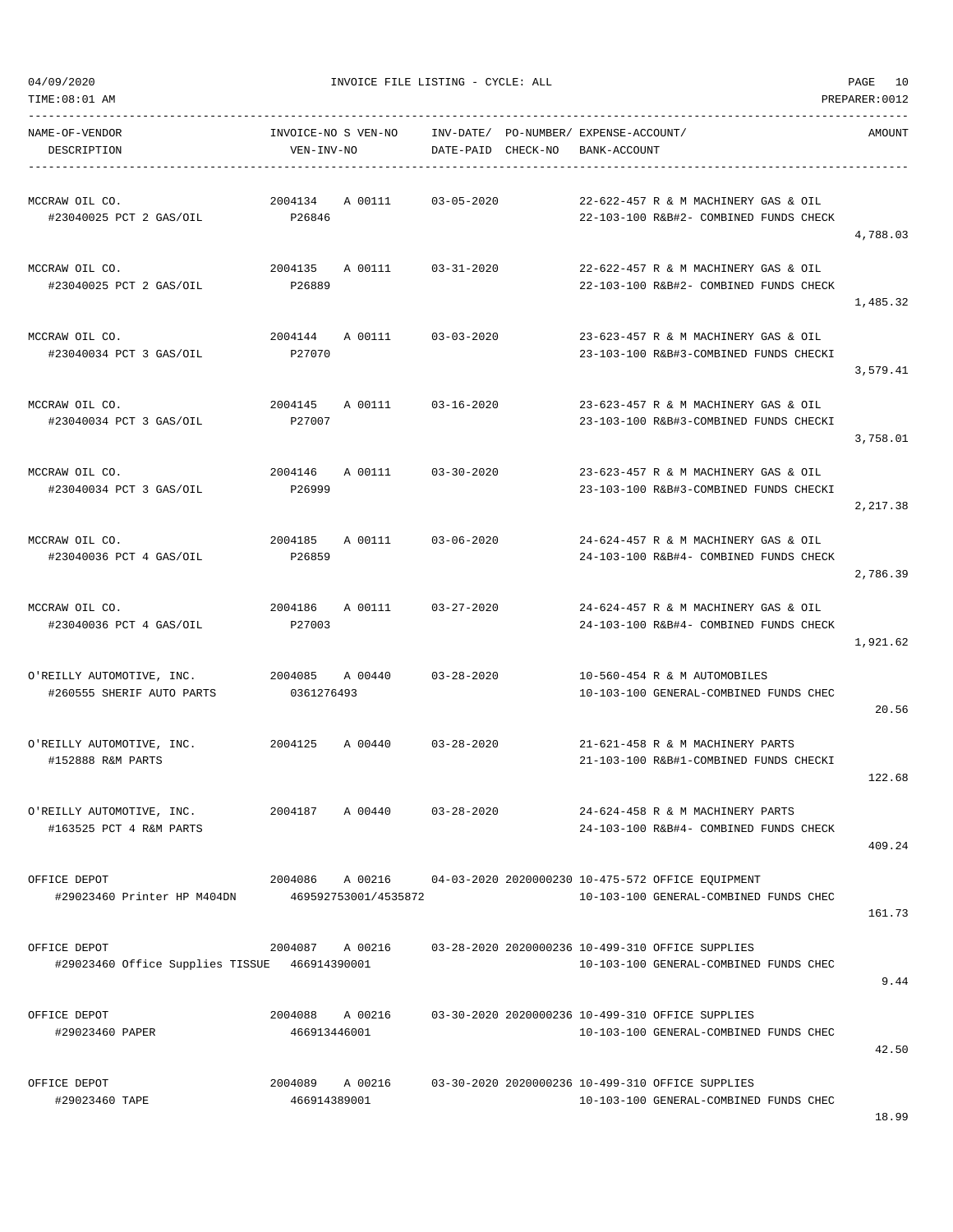04/09/2020 INVOICE FILE LISTING - CYCLE: ALL
TIME:08:01 AM PREPARER:0012

| NAME-OF-VENDOR / DESCRIPTION | INVOICE-NO S VEN-NO / VEN-INV-NO | INV-DATE/ DATE-PAID | PO-NUMBER/ CHECK-NO | EXPENSE-ACCOUNT/ BANK-ACCOUNT | AMOUNT |
|---|---|---|---|---|---|
| MCCRAW OIL CO.<br>#23040025 PCT 2 GAS/OIL | 2004134 A 00111<br>P26846 | 03-05-2020 | | 22-622-457 R & M MACHINERY GAS & OIL<br>22-103-100 R&B#2- COMBINED FUNDS CHECK | 4,788.03 |
| MCCRAW OIL CO.<br>#23040025 PCT 2 GAS/OIL | 2004135 A 00111<br>P26889 | 03-31-2020 | | 22-622-457 R & M MACHINERY GAS & OIL<br>22-103-100 R&B#2- COMBINED FUNDS CHECK | 1,485.32 |
| MCCRAW OIL CO.<br>#23040034 PCT 3 GAS/OIL | 2004144 A 00111<br>P27070 | 03-03-2020 | | 23-623-457 R & M MACHINERY GAS & OIL<br>23-103-100 R&B#3-COMBINED FUNDS CHECKI | 3,579.41 |
| MCCRAW OIL CO.<br>#23040034 PCT 3 GAS/OIL | 2004145 A 00111<br>P27007 | 03-16-2020 | | 23-623-457 R & M MACHINERY GAS & OIL<br>23-103-100 R&B#3-COMBINED FUNDS CHECKI | 3,758.01 |
| MCCRAW OIL CO.<br>#23040034 PCT 3 GAS/OIL | 2004146 A 00111<br>P26999 | 03-30-2020 | | 23-623-457 R & M MACHINERY GAS & OIL<br>23-103-100 R&B#3-COMBINED FUNDS CHECKI | 2,217.38 |
| MCCRAW OIL CO.<br>#23040036 PCT 4 GAS/OIL | 2004185 A 00111<br>P26859 | 03-06-2020 | | 24-624-457 R & M MACHINERY GAS & OIL<br>24-103-100 R&B#4- COMBINED FUNDS CHECK | 2,786.39 |
| MCCRAW OIL CO.<br>#23040036 PCT 4 GAS/OIL | 2004186 A 00111<br>P27003 | 03-27-2020 | | 24-624-457 R & M MACHINERY GAS & OIL<br>24-103-100 R&B#4- COMBINED FUNDS CHECK | 1,921.62 |
| O'REILLY AUTOMOTIVE, INC.<br>#260555 SHERIF AUTO PARTS | 2004085 A 00440<br>0361276493 | 03-28-2020 | | 10-560-454 R & M AUTOMOBILES<br>10-103-100 GENERAL-COMBINED FUNDS CHEC | 20.56 |
| O'REILLY AUTOMOTIVE, INC.<br>#152888 R&M PARTS | 2004125 A 00440 | 03-28-2020 | | 21-621-458 R & M MACHINERY PARTS<br>21-103-100 R&B#1-COMBINED FUNDS CHECKI | 122.68 |
| O'REILLY AUTOMOTIVE, INC.<br>#163525 PCT 4 R&M PARTS | 2004187 A 00440 | 03-28-2020 | | 24-624-458 R & M MACHINERY PARTS<br>24-103-100 R&B#4- COMBINED FUNDS CHECK | 409.24 |
| OFFICE DEPOT<br>#29023460 Printer HP M404DN | 2004086 A 00216<br>469592753001/4535872 | 04-03-2020 | 2020000230 | 10-475-572 OFFICE EQUIPMENT<br>10-103-100 GENERAL-COMBINED FUNDS CHEC | 161.73 |
| OFFICE DEPOT<br>#29023460 Office Supplies TISSUE | 2004087 A 00216<br>466914390001 | 03-28-2020 | 2020000236 | 10-499-310 OFFICE SUPPLIES<br>10-103-100 GENERAL-COMBINED FUNDS CHEC | 9.44 |
| OFFICE DEPOT<br>#29023460 PAPER | 2004088 A 00216<br>466913446001 | 03-30-2020 | 2020000236 | 10-499-310 OFFICE SUPPLIES<br>10-103-100 GENERAL-COMBINED FUNDS CHEC | 42.50 |
| OFFICE DEPOT<br>#29023460 TAPE | 2004089 A 00216<br>466914389001 | 03-30-2020 | 2020000236 | 10-499-310 OFFICE SUPPLIES<br>10-103-100 GENERAL-COMBINED FUNDS CHEC | 18.99 |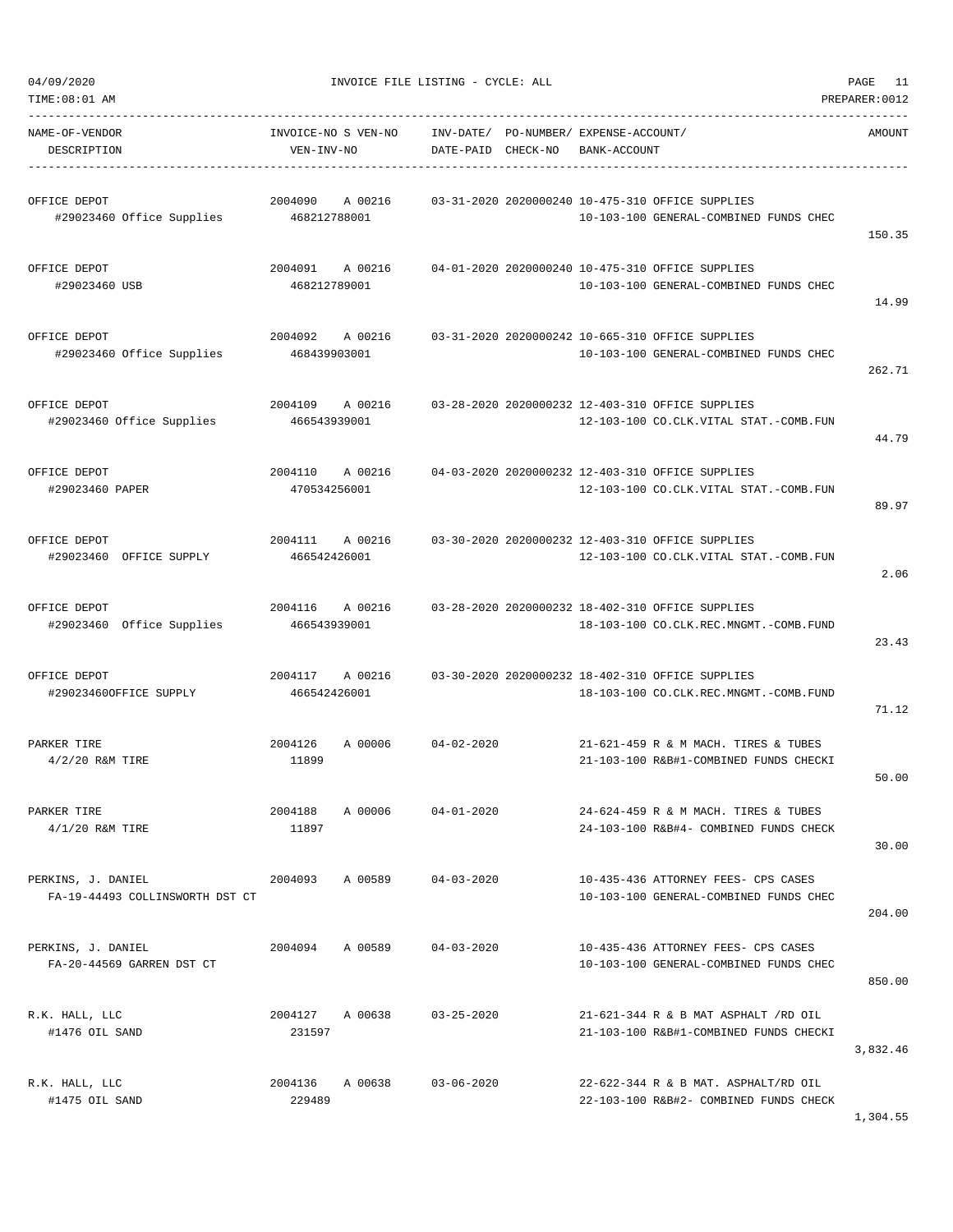04/09/2020 INVOICE FILE LISTING - CYCLE: ALL

TIME:08:01 AM PREPARER:0012

| NAME-OF-VENDOR / DESCRIPTION | INVOICE-NO S VEN-NO / VEN-INV-NO | INV-DATE/ DATE-PAID | PO-NUMBER/ CHECK-NO | EXPENSE-ACCOUNT/ BANK-ACCOUNT | AMOUNT |
|---|---|---|---|---|---|
| OFFICE DEPOT<br>#29023460 Office Supplies | 2004090 A 00216<br>468212788001 | 03-31-2020 | 2020000240 | 10-475-310 OFFICE SUPPLIES<br>10-103-100 GENERAL-COMBINED FUNDS CHEC | 150.35 |
| OFFICE DEPOT<br>#29023460 USB | 2004091 A 00216<br>468212789001 | 04-01-2020 | 2020000240 | 10-475-310 OFFICE SUPPLIES<br>10-103-100 GENERAL-COMBINED FUNDS CHEC | 14.99 |
| OFFICE DEPOT<br>#29023460 Office Supplies | 2004092 A 00216<br>468439903001 | 03-31-2020 | 2020000242 | 10-665-310 OFFICE SUPPLIES<br>10-103-100 GENERAL-COMBINED FUNDS CHEC | 262.71 |
| OFFICE DEPOT<br>#29023460 Office Supplies | 2004109 A 00216<br>466543939001 | 03-28-2020 | 2020000232 | 12-403-310 OFFICE SUPPLIES<br>12-103-100 CO.CLK.VITAL STAT.-COMB.FUN | 44.79 |
| OFFICE DEPOT<br>#29023460 PAPER | 2004110 A 00216<br>470534256001 | 04-03-2020 | 2020000232 | 12-403-310 OFFICE SUPPLIES<br>12-103-100 CO.CLK.VITAL STAT.-COMB.FUN | 89.97 |
| OFFICE DEPOT<br>#29023460 OFFICE SUPPLY | 2004111 A 00216<br>466542426001 | 03-30-2020 | 2020000232 | 12-403-310 OFFICE SUPPLIES<br>12-103-100 CO.CLK.VITAL STAT.-COMB.FUN | 2.06 |
| OFFICE DEPOT<br>#29023460 Office Supplies | 2004116 A 00216<br>466543939001 | 03-28-2020 | 2020000232 | 18-402-310 OFFICE SUPPLIES<br>18-103-100 CO.CLK.REC.MNGMT.-COMB.FUND | 23.43 |
| OFFICE DEPOT<br>#29023460OFFICE SUPPLY | 2004117 A 00216<br>466542426001 | 03-30-2020 | 2020000232 | 18-402-310 OFFICE SUPPLIES<br>18-103-100 CO.CLK.REC.MNGMT.-COMB.FUND | 71.12 |
| PARKER TIRE<br>4/2/20 R&M TIRE | 2004126 A 00006<br>11899 | 04-02-2020 | | 21-621-459 R & M MACH. TIRES & TUBES<br>21-103-100 R&B#1-COMBINED FUNDS CHECKI | 50.00 |
| PARKER TIRE<br>4/1/20 R&M TIRE | 2004188 A 00006<br>11897 | 04-01-2020 | | 24-624-459 R & M MACH. TIRES & TUBES<br>24-103-100 R&B#4- COMBINED FUNDS CHECK | 30.00 |
| PERKINS, J. DANIEL<br>FA-19-44493 COLLINSWORTH DST CT | 2004093 A 00589 | 04-03-2020 | | 10-435-436 ATTORNEY FEES- CPS CASES<br>10-103-100 GENERAL-COMBINED FUNDS CHEC | 204.00 |
| PERKINS, J. DANIEL<br>FA-20-44569 GARREN DST CT | 2004094 A 00589 | 04-03-2020 | | 10-435-436 ATTORNEY FEES- CPS CASES<br>10-103-100 GENERAL-COMBINED FUNDS CHEC | 850.00 |
| R.K. HALL, LLC<br>#1476 OIL SAND | 2004127 A 00638<br>231597 | 03-25-2020 | | 21-621-344 R & B MAT ASPHALT /RD OIL<br>21-103-100 R&B#1-COMBINED FUNDS CHECKI | 3,832.46 |
| R.K. HALL, LLC<br>#1475 OIL SAND | 2004136 A 00638<br>229489 | 03-06-2020 | | 22-622-344 R & B MAT. ASPHALT/RD OIL<br>22-103-100 R&B#2- COMBINED FUNDS CHECK | 1,304.55 |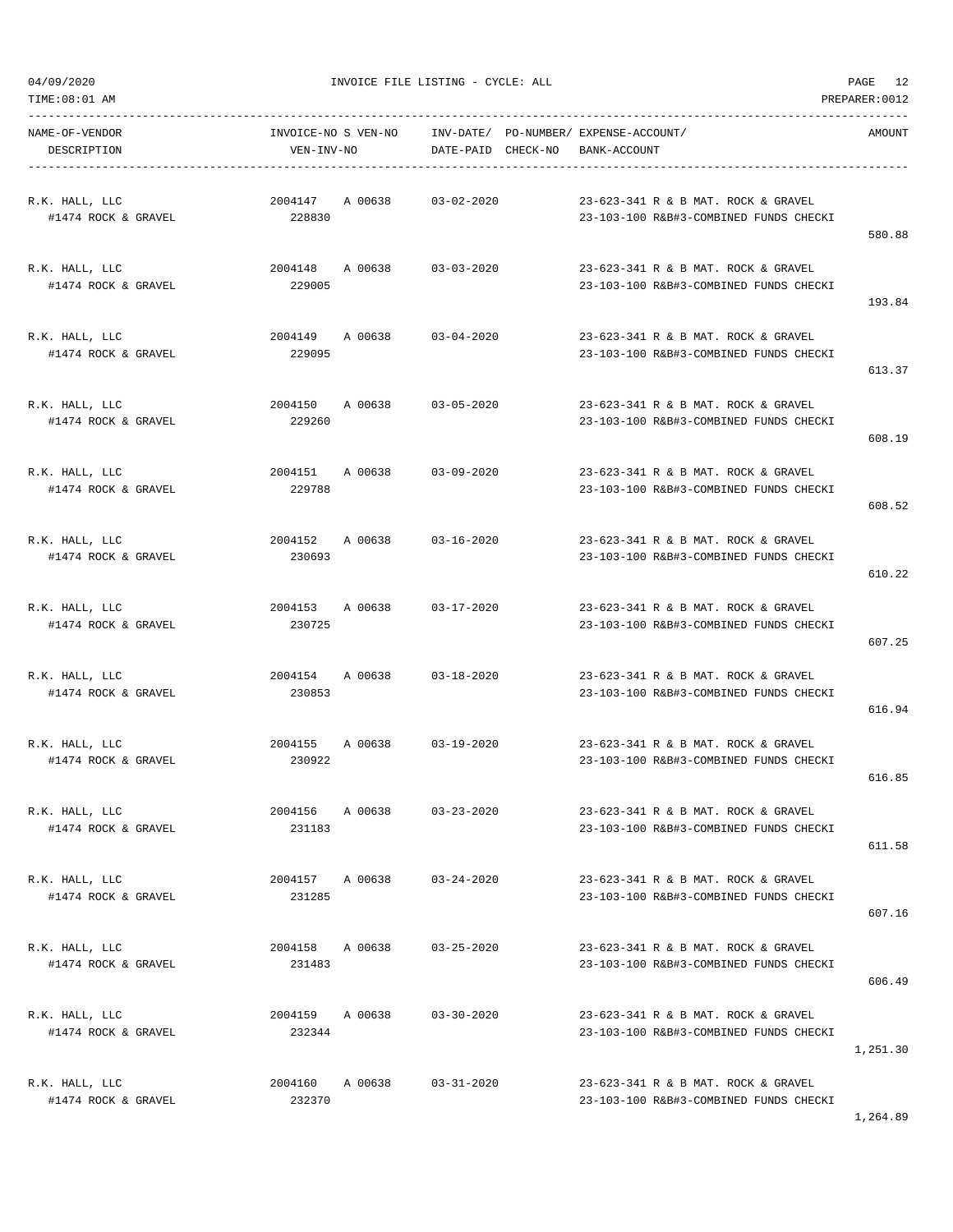04/09/2020 INVOICE FILE LISTING - CYCLE: ALL

TIME:08:01 AM PREPARER:0012

| NAME-OF-VENDOR / DESCRIPTION | INVOICE-NO / VEN-INV-NO | S | VEN-NO | INV-DATE/ DATE-PAID | PO-NUMBER/ CHECK-NO | EXPENSE-ACCOUNT/ BANK-ACCOUNT | AMOUNT |
|---|---|---|---|---|---|---|---|
| R.K. HALL, LLC<br>#1474 ROCK & GRAVEL | 2004147<br>228830 | A | 00638 | 03-02-2020 | | 23-623-341 R & B MAT. ROCK & GRAVEL<br>23-103-100 R&B#3-COMBINED FUNDS CHECKI | 580.88 |
| R.K. HALL, LLC<br>#1474 ROCK & GRAVEL | 2004148<br>229005 | A | 00638 | 03-03-2020 | | 23-623-341 R & B MAT. ROCK & GRAVEL<br>23-103-100 R&B#3-COMBINED FUNDS CHECKI | 193.84 |
| R.K. HALL, LLC<br>#1474 ROCK & GRAVEL | 2004149<br>229095 | A | 00638 | 03-04-2020 | | 23-623-341 R & B MAT. ROCK & GRAVEL<br>23-103-100 R&B#3-COMBINED FUNDS CHECKI | 613.37 |
| R.K. HALL, LLC<br>#1474 ROCK & GRAVEL | 2004150<br>229260 | A | 00638 | 03-05-2020 | | 23-623-341 R & B MAT. ROCK & GRAVEL<br>23-103-100 R&B#3-COMBINED FUNDS CHECKI | 608.19 |
| R.K. HALL, LLC<br>#1474 ROCK & GRAVEL | 2004151<br>229788 | A | 00638 | 03-09-2020 | | 23-623-341 R & B MAT. ROCK & GRAVEL<br>23-103-100 R&B#3-COMBINED FUNDS CHECKI | 608.52 |
| R.K. HALL, LLC<br>#1474 ROCK & GRAVEL | 2004152<br>230693 | A | 00638 | 03-16-2020 | | 23-623-341 R & B MAT. ROCK & GRAVEL<br>23-103-100 R&B#3-COMBINED FUNDS CHECKI | 610.22 |
| R.K. HALL, LLC<br>#1474 ROCK & GRAVEL | 2004153<br>230725 | A | 00638 | 03-17-2020 | | 23-623-341 R & B MAT. ROCK & GRAVEL<br>23-103-100 R&B#3-COMBINED FUNDS CHECKI | 607.25 |
| R.K. HALL, LLC<br>#1474 ROCK & GRAVEL | 2004154<br>230853 | A | 00638 | 03-18-2020 | | 23-623-341 R & B MAT. ROCK & GRAVEL<br>23-103-100 R&B#3-COMBINED FUNDS CHECKI | 616.94 |
| R.K. HALL, LLC<br>#1474 ROCK & GRAVEL | 2004155<br>230922 | A | 00638 | 03-19-2020 | | 23-623-341 R & B MAT. ROCK & GRAVEL<br>23-103-100 R&B#3-COMBINED FUNDS CHECKI | 616.85 |
| R.K. HALL, LLC<br>#1474 ROCK & GRAVEL | 2004156<br>231183 | A | 00638 | 03-23-2020 | | 23-623-341 R & B MAT. ROCK & GRAVEL<br>23-103-100 R&B#3-COMBINED FUNDS CHECKI | 611.58 |
| R.K. HALL, LLC<br>#1474 ROCK & GRAVEL | 2004157<br>231285 | A | 00638 | 03-24-2020 | | 23-623-341 R & B MAT. ROCK & GRAVEL<br>23-103-100 R&B#3-COMBINED FUNDS CHECKI | 607.16 |
| R.K. HALL, LLC<br>#1474 ROCK & GRAVEL | 2004158<br>231483 | A | 00638 | 03-25-2020 | | 23-623-341 R & B MAT. ROCK & GRAVEL<br>23-103-100 R&B#3-COMBINED FUNDS CHECKI | 606.49 |
| R.K. HALL, LLC<br>#1474 ROCK & GRAVEL | 2004159<br>232344 | A | 00638 | 03-30-2020 | | 23-623-341 R & B MAT. ROCK & GRAVEL<br>23-103-100 R&B#3-COMBINED FUNDS CHECKI | 1,251.30 |
| R.K. HALL, LLC<br>#1474 ROCK & GRAVEL | 2004160<br>232370 | A | 00638 | 03-31-2020 | | 23-623-341 R & B MAT. ROCK & GRAVEL<br>23-103-100 R&B#3-COMBINED FUNDS CHECKI | 1,264.89 |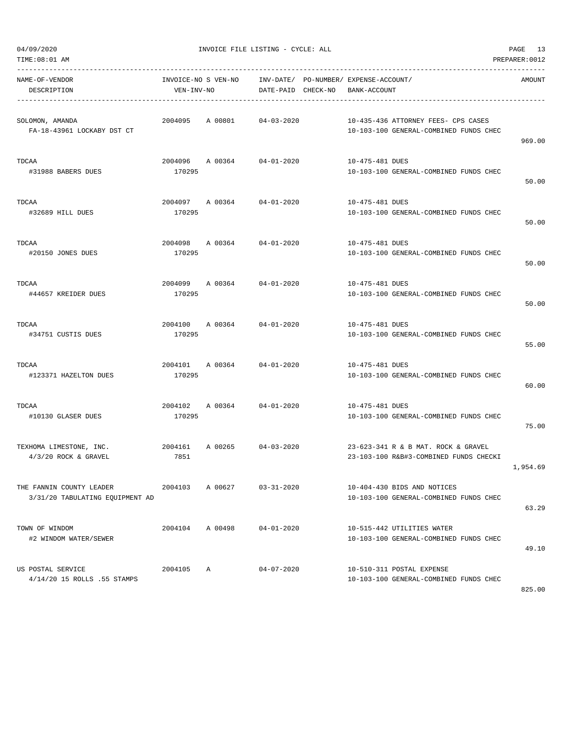04/09/2020 INVOICE FILE LISTING - CYCLE: ALL

TIME:08:01 AM PREPARER:0012

| NAME-OF-VENDOR DESCRIPTION | INVOICE-NO VEN-INV-NO | S VEN-NO | INV-DATE/ DATE-PAID | PO-NUMBER/ CHECK-NO | EXPENSE-ACCOUNT/ BANK-ACCOUNT | AMOUNT |
|---|---|---|---|---|---|---|
| SOLOMON, AMANDA<br>FA-18-43961 LOCKABY DST CT | 2004095 | A 00801 | 04-03-2020 | | 10-435-436 ATTORNEY FEES- CPS CASES<br>10-103-100 GENERAL-COMBINED FUNDS CHEC | 969.00 |
| TDCAA<br>#31988 BABERS DUES | 2004096<br>170295 | A 00364 | 04-01-2020 | | 10-475-481 DUES<br>10-103-100 GENERAL-COMBINED FUNDS CHEC | 50.00 |
| TDCAA<br>#32689 HILL DUES | 2004097<br>170295 | A 00364 | 04-01-2020 | | 10-475-481 DUES<br>10-103-100 GENERAL-COMBINED FUNDS CHEC | 50.00 |
| TDCAA<br>#20150 JONES DUES | 2004098<br>170295 | A 00364 | 04-01-2020 | | 10-475-481 DUES<br>10-103-100 GENERAL-COMBINED FUNDS CHEC | 50.00 |
| TDCAA<br>#44657 KREIDER DUES | 2004099<br>170295 | A 00364 | 04-01-2020 | | 10-475-481 DUES<br>10-103-100 GENERAL-COMBINED FUNDS CHEC | 50.00 |
| TDCAA<br>#34751 CUSTIS DUES | 2004100<br>170295 | A 00364 | 04-01-2020 | | 10-475-481 DUES<br>10-103-100 GENERAL-COMBINED FUNDS CHEC | 55.00 |
| TDCAA<br>#123371 HAZELTON DUES | 2004101<br>170295 | A 00364 | 04-01-2020 | | 10-475-481 DUES<br>10-103-100 GENERAL-COMBINED FUNDS CHEC | 60.00 |
| TDCAA<br>#10130 GLASER DUES | 2004102<br>170295 | A 00364 | 04-01-2020 | | 10-475-481 DUES<br>10-103-100 GENERAL-COMBINED FUNDS CHEC | 75.00 |
| TEXHOMA LIMESTONE, INC.<br>4/3/20 ROCK & GRAVEL | 2004161<br>7851 | A 00265 | 04-03-2020 | | 23-623-341 R & B MAT. ROCK & GRAVEL<br>23-103-100 R&B#3-COMBINED FUNDS CHECKI | 1,954.69 |
| THE FANNIN COUNTY LEADER<br>3/31/20 TABULATING EQUIPMENT AD | 2004103 | A 00627 | 03-31-2020 | | 10-404-430 BIDS AND NOTICES<br>10-103-100 GENERAL-COMBINED FUNDS CHEC | 63.29 |
| TOWN OF WINDOM<br>#2 WINDOM WATER/SEWER | 2004104 | A 00498 | 04-01-2020 | | 10-515-442 UTILITIES WATER<br>10-103-100 GENERAL-COMBINED FUNDS CHEC | 49.10 |
| US POSTAL SERVICE<br>4/14/20 15 ROLLS .55 STAMPS | 2004105 | A | 04-07-2020 | | 10-510-311 POSTAL EXPENSE<br>10-103-100 GENERAL-COMBINED FUNDS CHEC | 825.00 |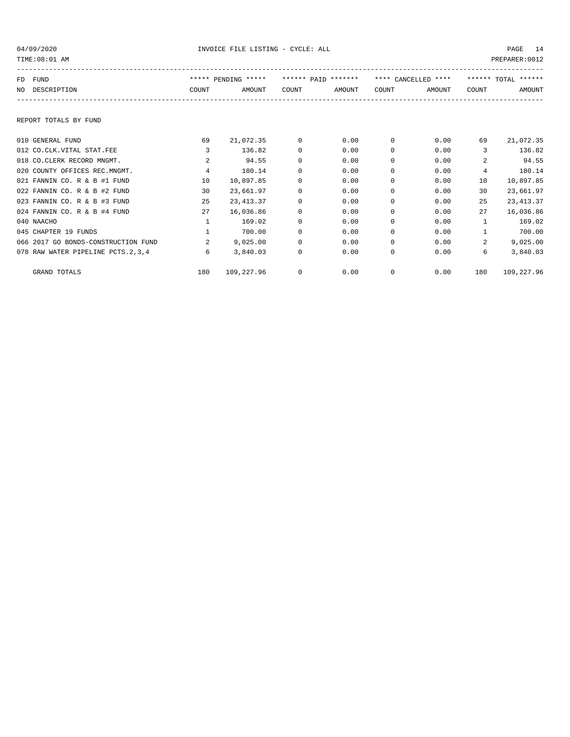## REPORT TOTALS BY FUND

| FD NO | FUND DESCRIPTION | ***** PENDING ***** COUNT | AMOUNT | ****** PAID ******* COUNT | AMOUNT | **** CANCELLED **** COUNT | AMOUNT | ****** TOTAL ****** COUNT | AMOUNT |
|---|---|---|---|---|---|---|---|---|---|
| 010 | GENERAL FUND | 69 | 21,072.35 | 0 | 0.00 | 0 | 0.00 | 69 | 21,072.35 |
| 012 | CO.CLK.VITAL STAT.FEE | 3 | 136.82 | 0 | 0.00 | 0 | 0.00 | 3 | 136.82 |
| 018 | CO.CLERK RECORD MNGMT. | 2 | 94.55 | 0 | 0.00 | 0 | 0.00 | 2 | 94.55 |
| 020 | COUNTY OFFICES REC.MNGMT. | 4 | 180.14 | 0 | 0.00 | 0 | 0.00 | 4 | 180.14 |
| 021 | FANNIN CO. R & B #1 FUND | 10 | 10,897.85 | 0 | 0.00 | 0 | 0.00 | 10 | 10,897.85 |
| 022 | FANNIN CO. R & B #2 FUND | 30 | 23,661.97 | 0 | 0.00 | 0 | 0.00 | 30 | 23,661.97 |
| 023 | FANNIN CO. R & B #3 FUND | 25 | 23,413.37 | 0 | 0.00 | 0 | 0.00 | 25 | 23,413.37 |
| 024 | FANNIN CO. R & B #4 FUND | 27 | 16,036.86 | 0 | 0.00 | 0 | 0.00 | 27 | 16,036.86 |
| 040 | NAACHO | 1 | 169.02 | 0 | 0.00 | 0 | 0.00 | 1 | 169.02 |
| 045 | CHAPTER 19 FUNDS | 1 | 700.00 | 0 | 0.00 | 0 | 0.00 | 1 | 700.00 |
| 066 | 2017 GO BONDS-CONSTRUCTION FUND | 2 | 9,025.00 | 0 | 0.00 | 0 | 0.00 | 2 | 9,025.00 |
| 078 | RAW WATER PIPELINE PCTS.2,3,4 | 6 | 3,840.03 | 0 | 0.00 | 0 | 0.00 | 6 | 3,840.03 |
| | GRAND TOTALS | 180 | 109,227.96 | 0 | 0.00 | 0 | 0.00 | 180 | 109,227.96 |